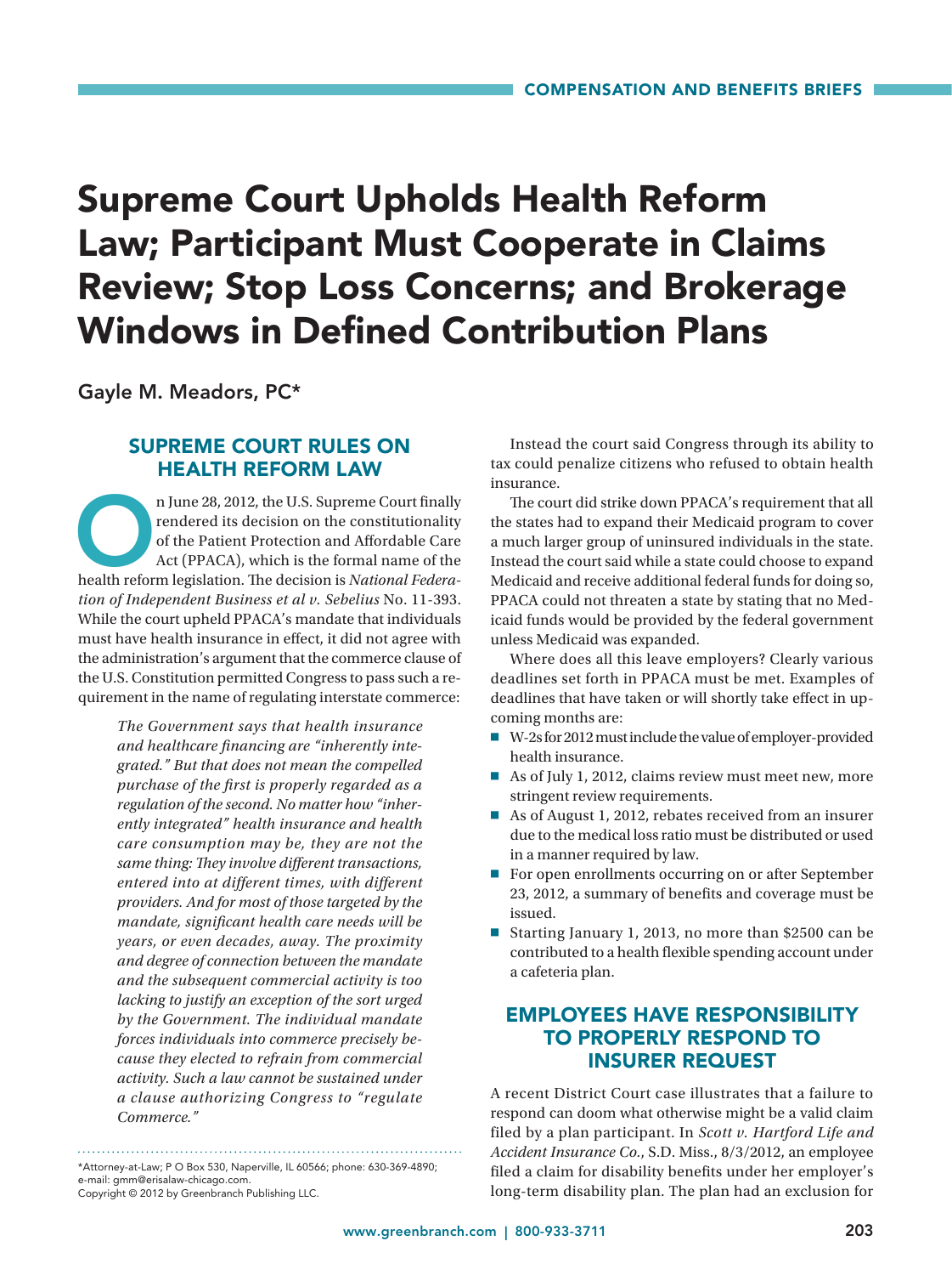# Supreme Court Upholds Health Reform Law; Participant Must Cooperate in Claims Review; Stop Loss Concerns; and Brokerage Windows in Defined Contribution Plans

Gayle M. Meadors, PC*

## SUPREME COURT RULES ON HEALTH REFORM LAW

On June 28, 2012, the U.S. Supreme Court finally rendered its decision on the constitutionality of the Patient Protection and Affordable Care Act (PPACA), which is the formal name of the health reform legislation. The decision is *National Federation of Independent Business et al v. Sebelius* No. 11-393. While the court upheld PPACA's mandate that individuals must have health insurance in effect, it did not agree with the administration's argument that the commerce clause of the U.S. Constitution permitted Congress to pass such a requirement in the name of regulating interstate commerce:

> *The Government says that health insurance and healthcare financing are "inherently integrated." But that does not mean the compelled purchase of the first is properly regarded as a regulation of the second. No matter how "inherently integrated" health insurance and health care consumption may be, they are not the same thing: They involve different transactions, entered into at different times, with different providers. And for most of those targeted by the mandate, significant health care needs will be years, or even decades, away. The proximity and degree of connection between the mandate and the subsequent commercial activity is too lacking to justify an exception of the sort urged by the Government. The individual mandate forces individuals into commerce precisely because they elected to refrain from commercial activity. Such a law cannot be sustained under a clause authorizing Congress to "regulate Commerce."*

Instead the court said Congress through its ability to tax could penalize citizens who refused to obtain health insurance.

The court did strike down PPACA's requirement that all the states had to expand their Medicaid program to cover a much larger group of uninsured individuals in the state. Instead the court said while a state could choose to expand Medicaid and receive additional federal funds for doing so, PPACA could not threaten a state by stating that no Medicaid funds would be provided by the federal government unless Medicaid was expanded.

Where does all this leave employers? Clearly various deadlines set forth in PPACA must be met. Examples of deadlines that have taken or will shortly take effect in upcoming months are:

- W-2s for 2012 must include the value of employer-provided health insurance.
- As of July 1, 2012, claims review must meet new, more stringent review requirements.
- As of August 1, 2012, rebates received from an insurer due to the medical loss ratio must be distributed or used in a manner required by law.
- For open enrollments occurring on or after September 23, 2012, a summary of benefits and coverage must be issued.
- Starting January 1, 2013, no more than $2500 can be contributed to a health flexible spending account under a cafeteria plan.

## EMPLOYEES HAVE RESPONSIBILITY TO PROPERLY RESPOND TO INSURER REQUEST

A recent District Court case illustrates that a failure to respond can doom what otherwise might be a valid claim filed by a plan participant. In *Scott v. Hartford Life and Accident Insurance Co.*, S.D. Miss., 8/3/2012, an employee filed a claim for disability benefits under her employer's long-term disability plan. The plan had an exclusion for

---

*Attorney-at-Law; P O Box 530, Naperville, IL 60566; phone: 630-369-4890; e-mail: gmm@erisalaw-chicago.com.
Copyright © 2012 by Greenbranch Publishing LLC.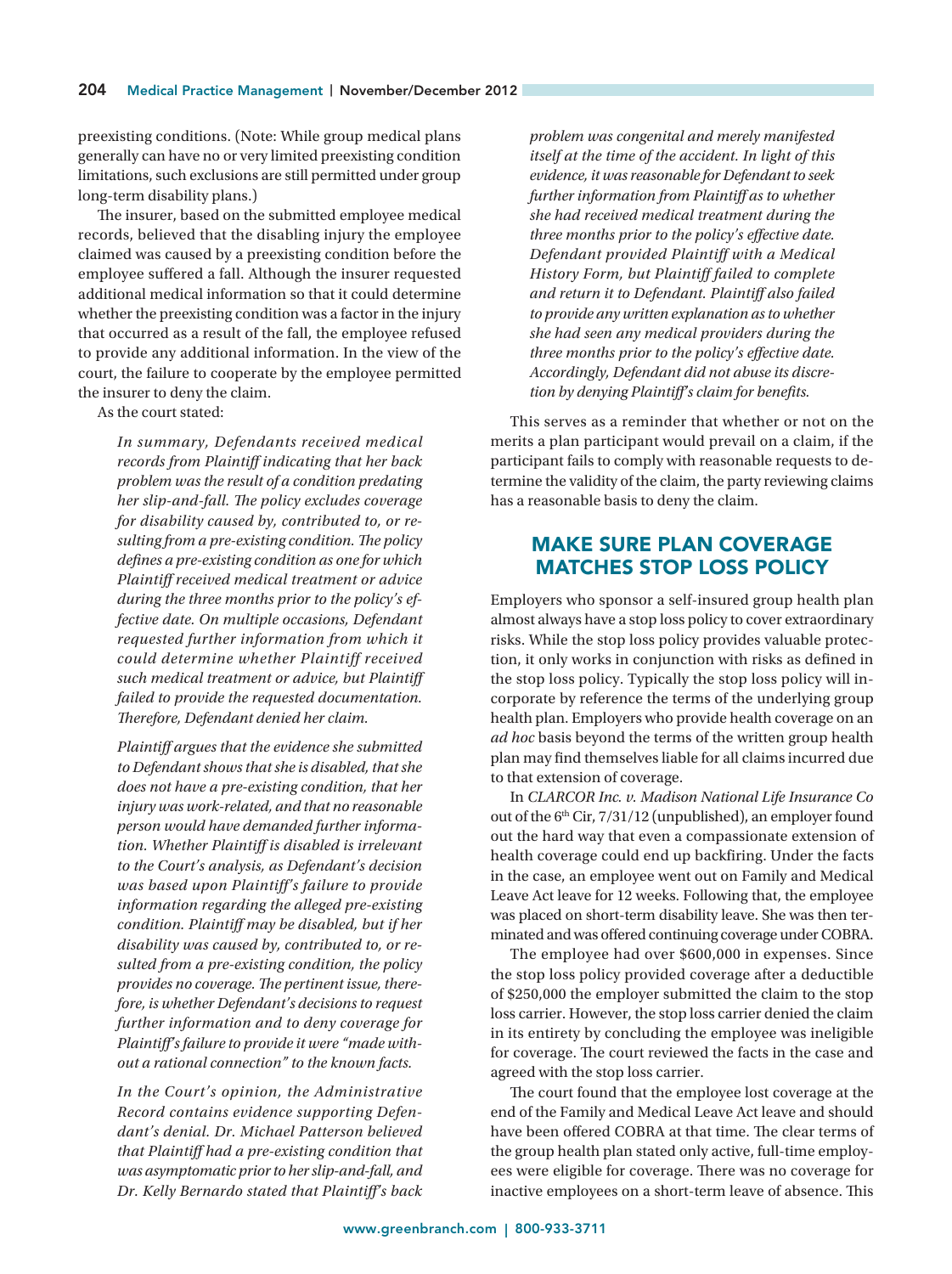preexisting conditions. (Note: While group medical plans generally can have no or very limited preexisting condition limitations, such exclusions are still permitted under group long-term disability plans.)

The insurer, based on the submitted employee medical records, believed that the disabling injury the employee claimed was caused by a preexisting condition before the employee suffered a fall. Although the insurer requested additional medical information so that it could determine whether the preexisting condition was a factor in the injury that occurred as a result of the fall, the employee refused to provide any additional information. In the view of the court, the failure to cooperate by the employee permitted the insurer to deny the claim.

As the court stated:

> *In summary, Defendants received medical records from Plaintiff indicating that her back problem was the result of a condition predating her slip-and-fall. The policy excludes coverage for disability caused by, contributed to, or resulting from a pre-existing condition. The policy defines a pre-existing condition as one for which Plaintiff received medical treatment or advice during the three months prior to the policy's effective date. On multiple occasions, Defendant requested further information from which it could determine whether Plaintiff received such medical treatment or advice, but Plaintiff failed to provide the requested documentation. Therefore, Defendant denied her claim.*
>
> *Plaintiff argues that the evidence she submitted to Defendant shows that she is disabled, that she does not have a pre-existing condition, that her injury was work-related, and that no reasonable person would have demanded further information. Whether Plaintiff is disabled is irrelevant to the Court's analysis, as Defendant's decision was based upon Plaintiff's failure to provide information regarding the alleged pre-existing condition. Plaintiff may be disabled, but if her disability was caused by, contributed to, or resulted from a pre-existing condition, the policy provides no coverage. The pertinent issue, therefore, is whether Defendant's decisions to request further information and to deny coverage for Plaintiff's failure to provide it were "made without a rational connection" to the known facts.*
>
> *In the Court's opinion, the Administrative Record contains evidence supporting Defendant's denial. Dr. Michael Patterson believed that Plaintiff had a pre-existing condition that was asymptomatic prior to her slip-and-fall, and Dr. Kelly Bernardo stated that Plaintiff's back problem was congenital and merely manifested itself at the time of the accident. In light of this evidence, it was reasonable for Defendant to seek further information from Plaintiff as to whether she had received medical treatment during the three months prior to the policy's effective date. Defendant provided Plaintiff with a Medical History Form, but Plaintiff failed to complete and return it to Defendant. Plaintiff also failed to provide any written explanation as to whether she had seen any medical providers during the three months prior to the policy's effective date. Accordingly, Defendant did not abuse its discretion by denying Plaintiff's claim for benefits.*

This serves as a reminder that whether or not on the merits a plan participant would prevail on a claim, if the participant fails to comply with reasonable requests to determine the validity of the claim, the party reviewing claims has a reasonable basis to deny the claim.

## MAKE SURE PLAN COVERAGE MATCHES STOP LOSS POLICY

Employers who sponsor a self-insured group health plan almost always have a stop loss policy to cover extraordinary risks. While the stop loss policy provides valuable protection, it only works in conjunction with risks as defined in the stop loss policy. Typically the stop loss policy will incorporate by reference the terms of the underlying group health plan. Employers who provide health coverage on an *ad hoc* basis beyond the terms of the written group health plan may find themselves liable for all claims incurred due to that extension of coverage.

In *CLARCOR Inc. v. Madison National Life Insurance Co* out of the 6th Cir, 7/31/12 (unpublished), an employer found out the hard way that even a compassionate extension of health coverage could end up backfiring. Under the facts in the case, an employee went out on Family and Medical Leave Act leave for 12 weeks. Following that, the employee was placed on short-term disability leave. She was then terminated and was offered continuing coverage under COBRA.

The employee had over $600,000 in expenses. Since the stop loss policy provided coverage after a deductible of $250,000 the employer submitted the claim to the stop loss carrier. However, the stop loss carrier denied the claim in its entirety by concluding the employee was ineligible for coverage. The court reviewed the facts in the case and agreed with the stop loss carrier.

The court found that the employee lost coverage at the end of the Family and Medical Leave Act leave and should have been offered COBRA at that time. The clear terms of the group health plan stated only active, full-time employees were eligible for coverage. There was no coverage for inactive employees on a short-term leave of absence. This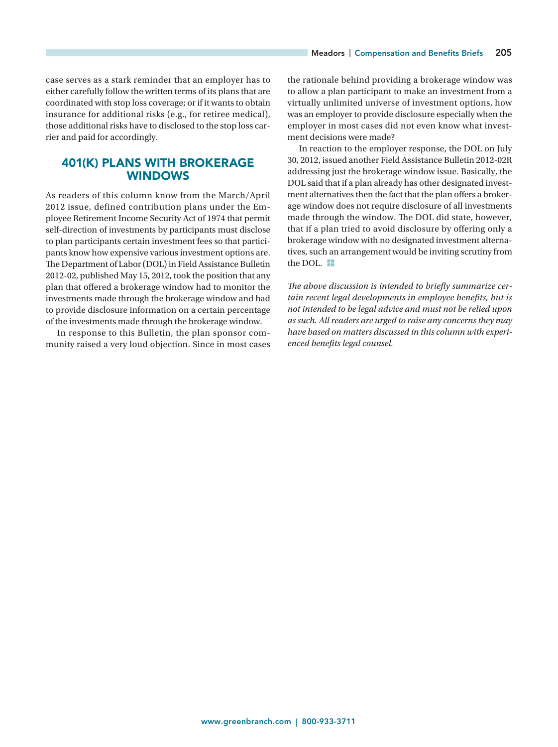case serves as a stark reminder that an employer has to either carefully follow the written terms of its plans that are coordinated with stop loss coverage; or if it wants to obtain insurance for additional risks (e.g., for retiree medical), those additional risks have to disclosed to the stop loss carrier and paid for accordingly.

## 401(K) PLANS WITH BROKERAGE WINDOWS

As readers of this column know from the March/April 2012 issue, defined contribution plans under the Employee Retirement Income Security Act of 1974 that permit self-direction of investments by participants must disclose to plan participants certain investment fees so that participants know how expensive various investment options are. The Department of Labor (DOL) in Field Assistance Bulletin 2012-02, published May 15, 2012, took the position that any plan that offered a brokerage window had to monitor the investments made through the brokerage window and had to provide disclosure information on a certain percentage of the investments made through the brokerage window.

In response to this Bulletin, the plan sponsor community raised a very loud objection. Since in most cases the rationale behind providing a brokerage window was to allow a plan participant to make an investment from a virtually unlimited universe of investment options, how was an employer to provide disclosure especially when the employer in most cases did not even know what investment decisions were made?

In reaction to the employer response, the DOL on July 30, 2012, issued another Field Assistance Bulletin 2012-02R addressing just the brokerage window issue. Basically, the DOL said that if a plan already has other designated investment alternatives then the fact that the plan offers a brokerage window does not require disclosure of all investments made through the window. The DOL did state, however, that if a plan tried to avoid disclosure by offering only a brokerage window with no designated investment alternatives, such an arrangement would be inviting scrutiny from the DOL.

*The above discussion is intended to briefly summarize certain recent legal developments in employee benefits, but is not intended to be legal advice and must not be relied upon as such. All readers are urged to raise any concerns they may have based on matters discussed in this column with experienced benefits legal counsel.*